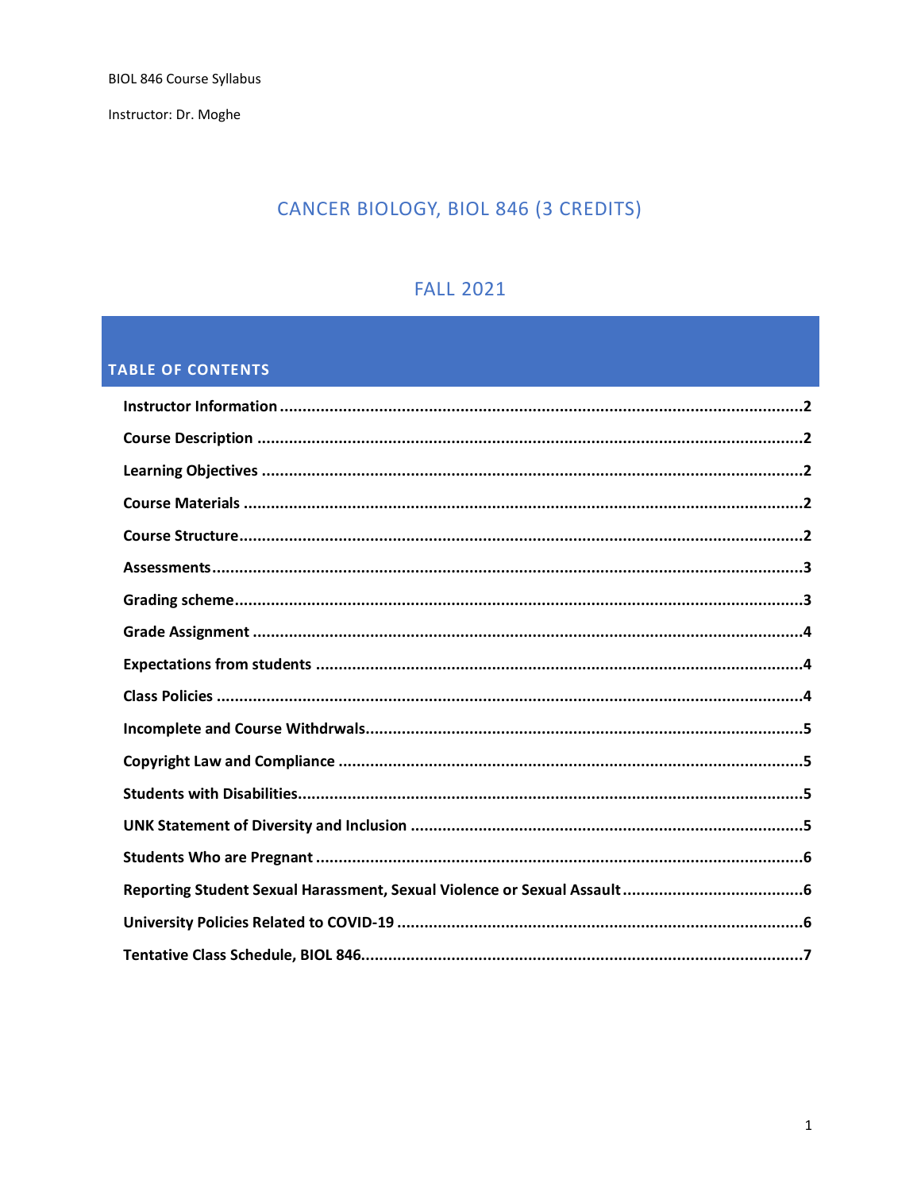BIOL 846 Course Syllabus

Instructor: Dr. Moghe

# CANCER BIOLOGY, BIOL 846 (3 CREDITS)

## FALL 2021

## TABLE OF CONTENTS

**Instructor Information** ....... 2

**Course Description** ....... 2

**Learning Objectives** ....... 2

**Course Materials** ....... 2

**Course Structure** ....... 2

**Assessments** ....... 3

**Grading scheme** ....... 3

**Grade Assignment** ....... 4

**Expectations from students** ....... 4

**Class Policies** ....... 4

**Incomplete and Course Withdrwals** ....... 5

**Copyright Law and Compliance** ....... 5

**Students with Disabilities** ....... 5

**UNK Statement of Diversity and Inclusion** ....... 5

**Students Who are Pregnant** ....... 6

**Reporting Student Sexual Harassment, Sexual Violence or Sexual Assault** ....... 6

**University Policies Related to COVID-19** ....... 6

**Tentative Class Schedule, BIOL 846** ....... 7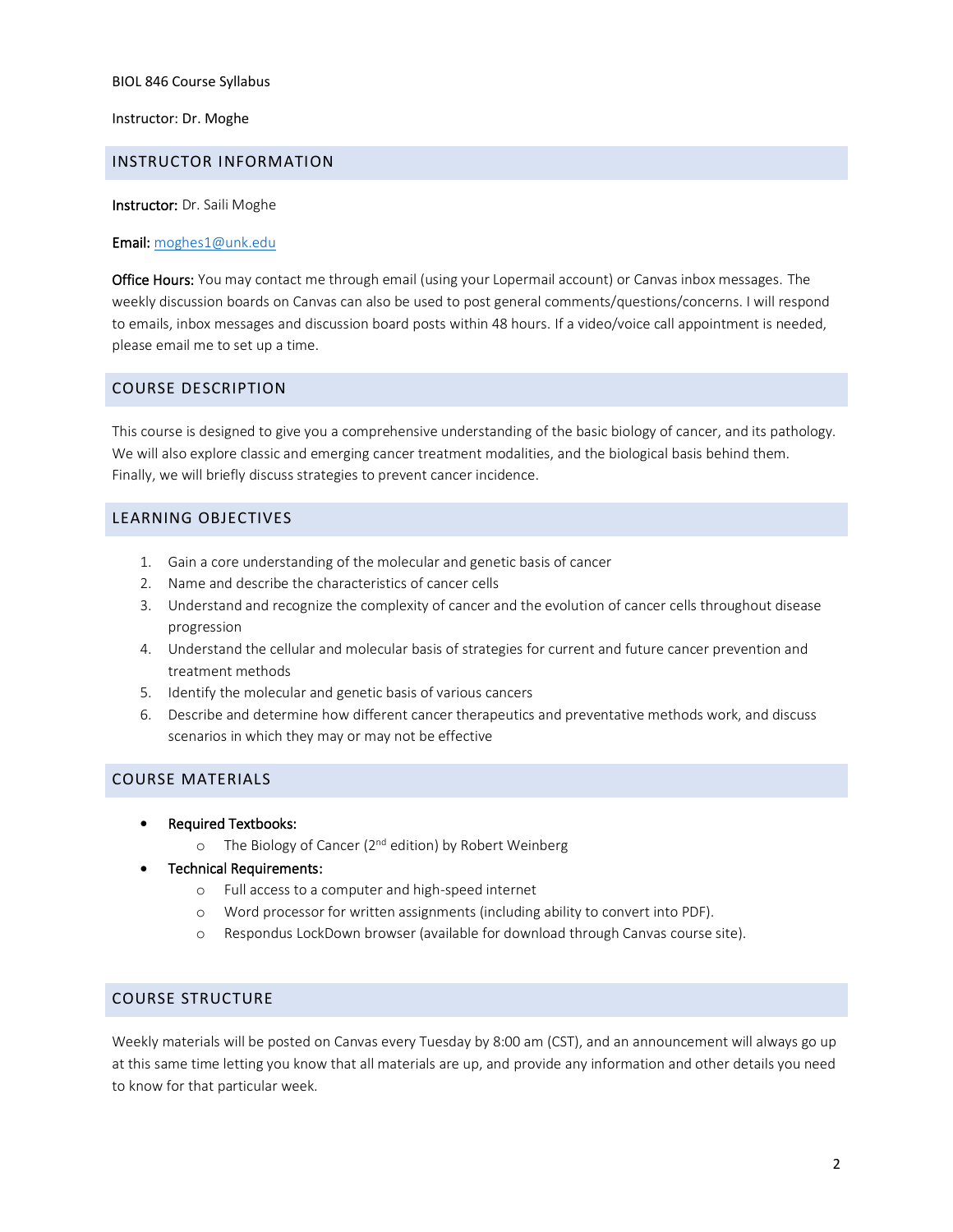BIOL 846 Course Syllabus

Instructor: Dr. Moghe

## INSTRUCTOR INFORMATION

**Instructor:** Dr. Saili Moghe

**Email:** moghes1@unk.edu

**Office Hours:** You may contact me through email (using your Lopermail account) or Canvas inbox messages. The weekly discussion boards on Canvas can also be used to post general comments/questions/concerns. I will respond to emails, inbox messages and discussion board posts within 48 hours. If a video/voice call appointment is needed, please email me to set up a time.

## COURSE DESCRIPTION

This course is designed to give you a comprehensive understanding of the basic biology of cancer, and its pathology. We will also explore classic and emerging cancer treatment modalities, and the biological basis behind them. Finally, we will briefly discuss strategies to prevent cancer incidence.

## LEARNING OBJECTIVES

1. Gain a core understanding of the molecular and genetic basis of cancer
2. Name and describe the characteristics of cancer cells
3. Understand and recognize the complexity of cancer and the evolution of cancer cells throughout disease progression
4. Understand the cellular and molecular basis of strategies for current and future cancer prevention and treatment methods
5. Identify the molecular and genetic basis of various cancers
6. Describe and determine how different cancer therapeutics and preventative methods work, and discuss scenarios in which they may or may not be effective

## COURSE MATERIALS

- **Required Textbooks:**
  - The Biology of Cancer (2nd edition) by Robert Weinberg
- **Technical Requirements:**
  - Full access to a computer and high-speed internet
  - Word processor for written assignments (including ability to convert into PDF).
  - Respondus LockDown browser (available for download through Canvas course site).

## COURSE STRUCTURE

Weekly materials will be posted on Canvas every Tuesday by 8:00 am (CST), and an announcement will always go up at this same time letting you know that all materials are up, and provide any information and other details you need to know for that particular week.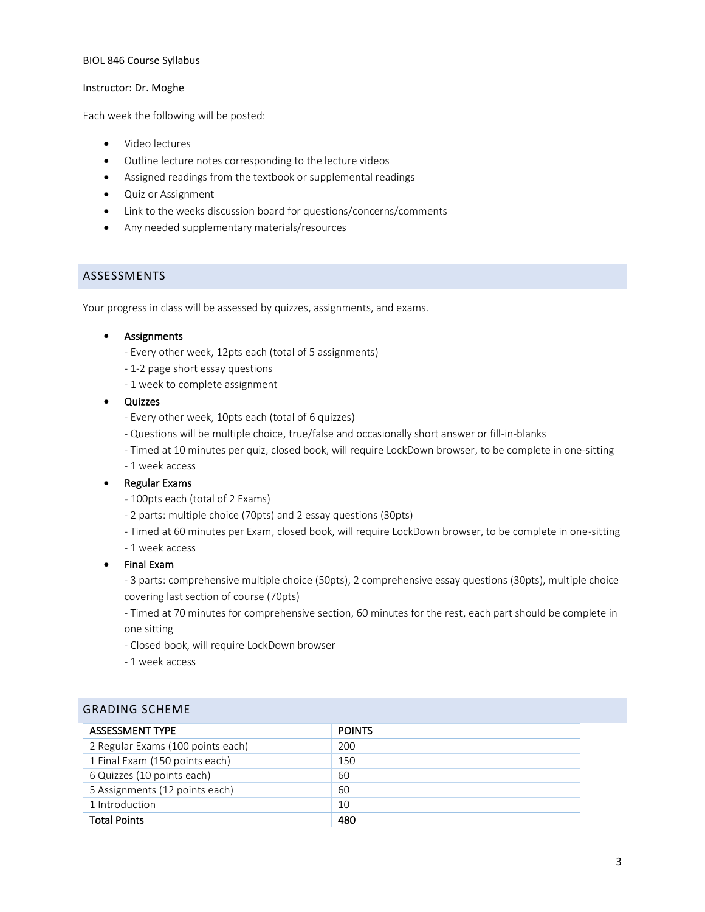BIOL 846 Course Syllabus

Instructor: Dr. Moghe

Each week the following will be posted:

- Video lectures
- Outline lecture notes corresponding to the lecture videos
- Assigned readings from the textbook or supplemental readings
- Quiz or Assignment
- Link to the weeks discussion board for questions/concerns/comments
- Any needed supplementary materials/resources

## ASSESSMENTS

Your progress in class will be assessed by quizzes, assignments, and exams.

- Assignments
  - Every other week, 12pts each (total of 5 assignments)
  - 1-2 page short essay questions
  - 1 week to complete assignment
- Quizzes
  - Every other week, 10pts each (total of 6 quizzes)
  - Questions will be multiple choice, true/false and occasionally short answer or fill-in-blanks
  - Timed at 10 minutes per quiz, closed book, will require LockDown browser, to be complete in one-sitting
  - 1 week access
- Regular Exams
  - 100pts each (total of 2 Exams)
  - 2 parts: multiple choice (70pts) and 2 essay questions (30pts)
  - Timed at 60 minutes per Exam, closed book, will require LockDown browser, to be complete in one-sitting
  - 1 week access
- Final Exam
  - 3 parts: comprehensive multiple choice (50pts), 2 comprehensive essay questions (30pts), multiple choice covering last section of course (70pts)
  - Timed at 70 minutes for comprehensive section, 60 minutes for the rest, each part should be complete in one sitting
  - Closed book, will require LockDown browser
  - 1 week access

## GRADING SCHEME

| ASSESSMENT TYPE | POINTS |
|---|---|
| 2 Regular Exams (100 points each) | 200 |
| 1 Final Exam (150 points each) | 150 |
| 6 Quizzes (10 points each) | 60 |
| 5 Assignments (12 points each) | 60 |
| 1 Introduction | 10 |
| **Total Points** | **480** |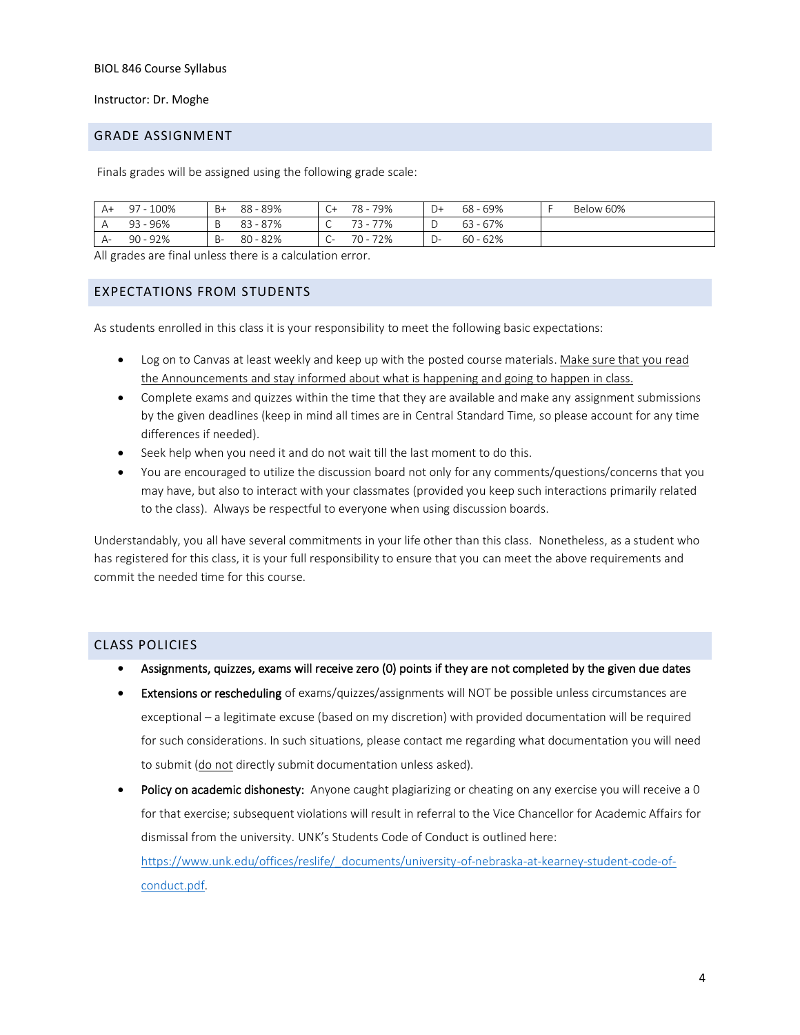BIOL 846 Course Syllabus

Instructor: Dr. Moghe

## GRADE ASSIGNMENT

Finals grades will be assigned using the following grade scale:

| | | | | | | | | | |
|---|---|---|---|---|---|---|---|---|---|
| A+ | 97 - 100% | B+ | 88 - 89% | C+ | 78 - 79% | D+ | 68 - 69% | F | Below 60% |
| A | 93 - 96% | B | 83 - 87% | C | 73 - 77% | D | 63 - 67% | | |
| A- | 90 - 92% | B- | 80 - 82% | C- | 70 - 72% | D- | 60 - 62% | | |

All grades are final unless there is a calculation error.

## EXPECTATIONS FROM STUDENTS

As students enrolled in this class it is your responsibility to meet the following basic expectations:

- Log on to Canvas at least weekly and keep up with the posted course materials. <u>Make sure that you read the Announcements and stay informed about what is happening and going to happen in class.</u>
- Complete exams and quizzes within the time that they are available and make any assignment submissions by the given deadlines (keep in mind all times are in Central Standard Time, so please account for any time differences if needed).
- Seek help when you need it and do not wait till the last moment to do this.
- You are encouraged to utilize the discussion board not only for any comments/questions/concerns that you may have, but also to interact with your classmates (provided you keep such interactions primarily related to the class). Always be respectful to everyone when using discussion boards.

Understandably, you all have several commitments in your life other than this class. Nonetheless, as a student who has registered for this class, it is your full responsibility to ensure that you can meet the above requirements and commit the needed time for this course.

## CLASS POLICIES

- Assignments, quizzes, exams will receive zero (0) points if they are not completed by the given due dates
- Extensions or rescheduling of exams/quizzes/assignments will NOT be possible unless circumstances are exceptional – a legitimate excuse (based on my discretion) with provided documentation will be required for such considerations. In such situations, please contact me regarding what documentation you will need to submit (<u>do not</u> directly submit documentation unless asked).
- Policy on academic dishonesty: Anyone caught plagiarizing or cheating on any exercise you will receive a 0 for that exercise; subsequent violations will result in referral to the Vice Chancellor for Academic Affairs for dismissal from the university. UNK's Students Code of Conduct is outlined here: [https://www.unk.edu/offices/reslife/_documents/university-of-nebraska-at-kearney-student-code-of-conduct.pdf](https://www.unk.edu/offices/reslife/_documents/university-of-nebraska-at-kearney-student-code-of-conduct.pdf).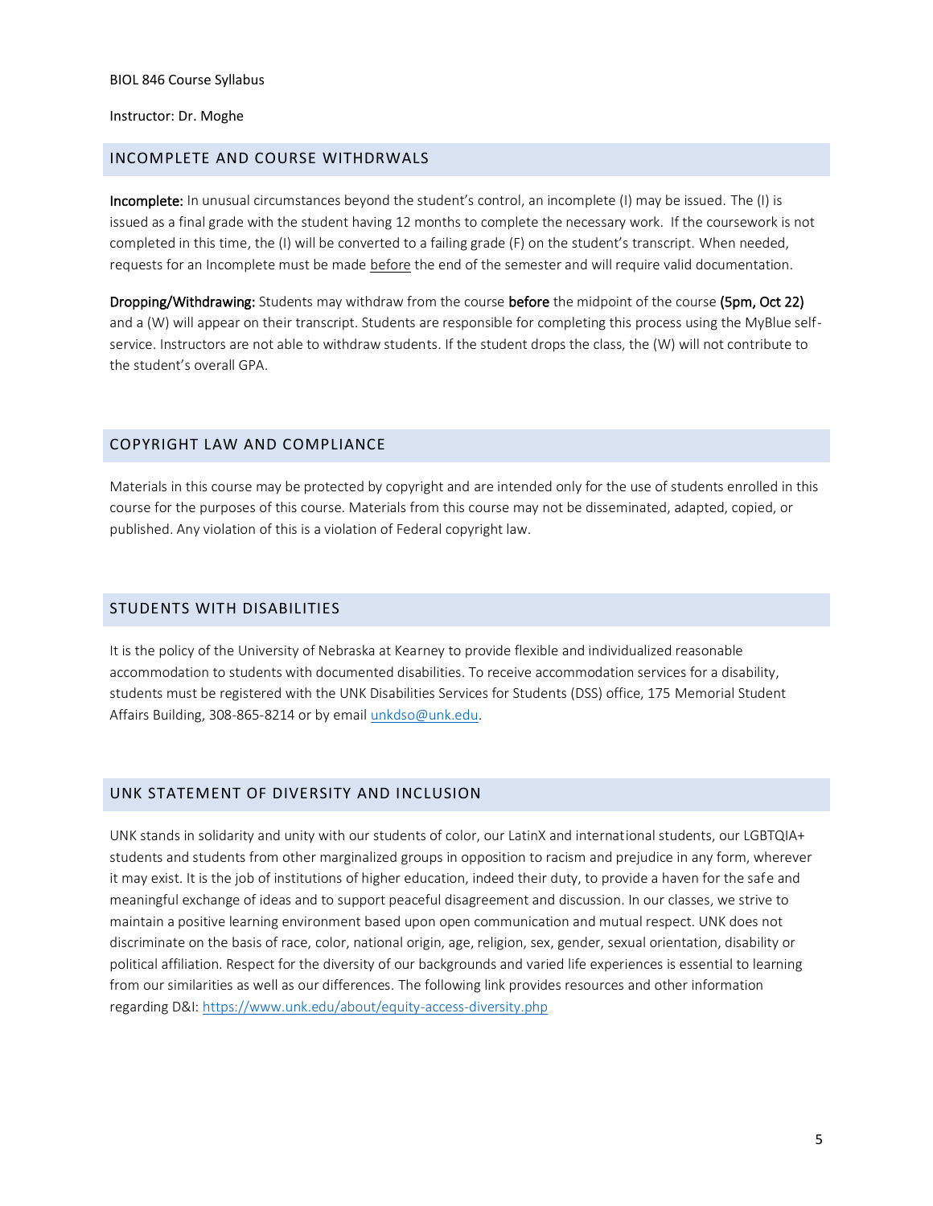BIOL 846 Course Syllabus

Instructor: Dr. Moghe

## INCOMPLETE AND COURSE WITHDRWALS

**Incomplete:** In unusual circumstances beyond the student's control, an incomplete (I) may be issued. The (I) is issued as a final grade with the student having 12 months to complete the necessary work. If the coursework is not completed in this time, the (I) will be converted to a failing grade (F) on the student's transcript. When needed, requests for an Incomplete must be made <u>before</u> the end of the semester and will require valid documentation.

**Dropping/Withdrawing:** Students may withdraw from the course **before** the midpoint of the course **(5pm, Oct 22)** and a (W) will appear on their transcript. Students are responsible for completing this process using the MyBlue self-service. Instructors are not able to withdraw students. If the student drops the class, the (W) will not contribute to the student's overall GPA.

## COPYRIGHT LAW AND COMPLIANCE

Materials in this course may be protected by copyright and are intended only for the use of students enrolled in this course for the purposes of this course. Materials from this course may not be disseminated, adapted, copied, or published. Any violation of this is a violation of Federal copyright law.

## STUDENTS WITH DISABILITIES

It is the policy of the University of Nebraska at Kearney to provide flexible and individualized reasonable accommodation to students with documented disabilities. To receive accommodation services for a disability, students must be registered with the UNK Disabilities Services for Students (DSS) office, 175 Memorial Student Affairs Building, 308-865-8214 or by email unkdso@unk.edu.

## UNK STATEMENT OF DIVERSITY AND INCLUSION

UNK stands in solidarity and unity with our students of color, our LatinX and international students, our LGBTQIA+ students and students from other marginalized groups in opposition to racism and prejudice in any form, wherever it may exist. It is the job of institutions of higher education, indeed their duty, to provide a haven for the safe and meaningful exchange of ideas and to support peaceful disagreement and discussion. In our classes, we strive to maintain a positive learning environment based upon open communication and mutual respect. UNK does not discriminate on the basis of race, color, national origin, age, religion, sex, gender, sexual orientation, disability or political affiliation. Respect for the diversity of our backgrounds and varied life experiences is essential to learning from our similarities as well as our differences. The following link provides resources and other information regarding D&I: https://www.unk.edu/about/equity-access-diversity.php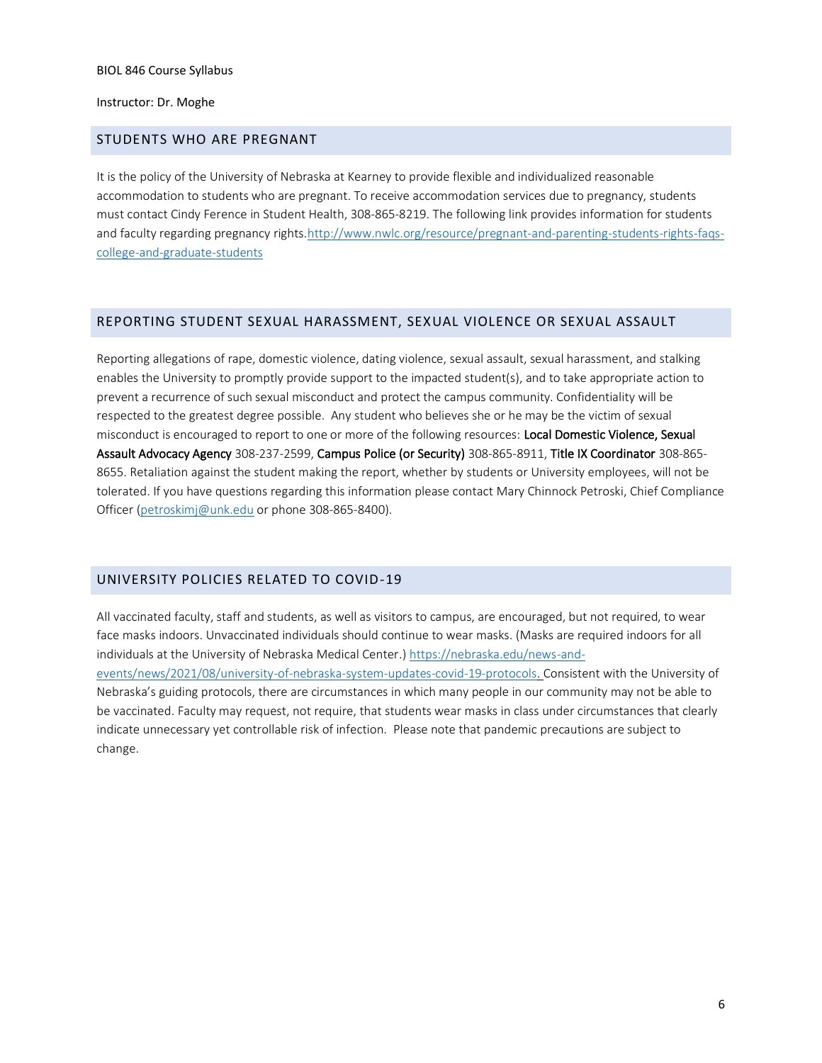BIOL 846 Course Syllabus

Instructor: Dr. Moghe

## STUDENTS WHO ARE PREGNANT

It is the policy of the University of Nebraska at Kearney to provide flexible and individualized reasonable accommodation to students who are pregnant. To receive accommodation services due to pregnancy, students must contact Cindy Ference in Student Health, 308-865-8219. The following link provides information for students and faculty regarding pregnancy rights.[http://www.nwlc.org/resource/pregnant-and-parenting-students-rights-faqs-college-and-graduate-students](http://www.nwlc.org/resource/pregnant-and-parenting-students-rights-faqs-college-and-graduate-students)

## REPORTING STUDENT SEXUAL HARASSMENT, SEXUAL VIOLENCE OR SEXUAL ASSAULT

Reporting allegations of rape, domestic violence, dating violence, sexual assault, sexual harassment, and stalking enables the University to promptly provide support to the impacted student(s), and to take appropriate action to prevent a recurrence of such sexual misconduct and protect the campus community. Confidentiality will be respected to the greatest degree possible. Any student who believes she or he may be the victim of sexual misconduct is encouraged to report to one or more of the following resources: **Local Domestic Violence, Sexual Assault Advocacy Agency** 308-237-2599, **Campus Police (or Security)** 308-865-8911, **Title IX Coordinator** 308-865-8655. Retaliation against the student making the report, whether by students or University employees, will not be tolerated. If you have questions regarding this information please contact Mary Chinnock Petroski, Chief Compliance Officer ([petroskimj@unk.edu](mailto:petroskimj@unk.edu) or phone 308-865-8400).

## UNIVERSITY POLICIES RELATED TO COVID-19

All vaccinated faculty, staff and students, as well as visitors to campus, are encouraged, but not required, to wear face masks indoors. Unvaccinated individuals should continue to wear masks. (Masks are required indoors for all individuals at the University of Nebraska Medical Center.) [https://nebraska.edu/news-and-events/news/2021/08/university-of-nebraska-system-updates-covid-19-protocols.](https://nebraska.edu/news-and-events/news/2021/08/university-of-nebraska-system-updates-covid-19-protocols) Consistent with the University of Nebraska's guiding protocols, there are circumstances in which many people in our community may not be able to be vaccinated. Faculty may request, not require, that students wear masks in class under circumstances that clearly indicate unnecessary yet controllable risk of infection. Please note that pandemic precautions are subject to change.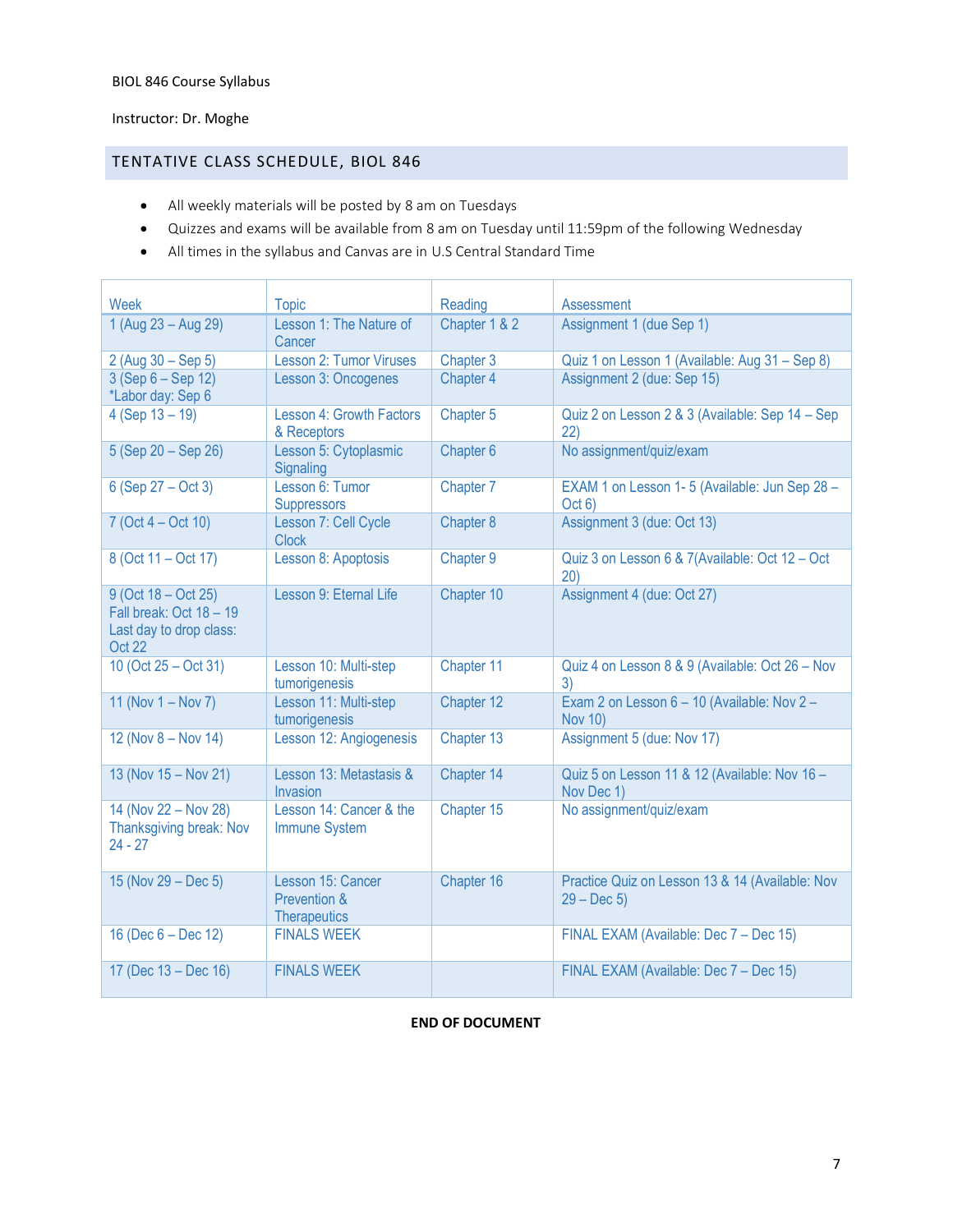BIOL 846 Course Syllabus

Instructor: Dr. Moghe

## TENTATIVE CLASS SCHEDULE, BIOL 846

- All weekly materials will be posted by 8 am on Tuesdays
- Quizzes and exams will be available from 8 am on Tuesday until 11:59pm of the following Wednesday
- All times in the syllabus and Canvas are in U.S Central Standard Time

| Week | Topic | Reading | Assessment |
|---|---|---|---|
| 1 (Aug 23 – Aug 29) | Lesson 1: The Nature of Cancer | Chapter 1 & 2 | Assignment 1 (due Sep 1) |
| 2 (Aug 30 – Sep 5) | Lesson 2: Tumor Viruses | Chapter 3 | Quiz 1 on Lesson 1 (Available: Aug 31 – Sep 8) |
| 3 (Sep 6 – Sep 12) *Labor day: Sep 6 | Lesson 3: Oncogenes | Chapter 4 | Assignment 2 (due: Sep 15) |
| 4 (Sep 13 – 19) | Lesson 4: Growth Factors & Receptors | Chapter 5 | Quiz 2 on Lesson 2 & 3 (Available: Sep 14 – Sep 22) |
| 5 (Sep 20 – Sep 26) | Lesson 5: Cytoplasmic Signaling | Chapter 6 | No assignment/quiz/exam |
| 6 (Sep 27 – Oct 3) | Lesson 6: Tumor Suppressors | Chapter 7 | EXAM 1 on Lesson 1- 5 (Available: Jun Sep 28 – Oct 6) |
| 7 (Oct 4 – Oct 10) | Lesson 7: Cell Cycle Clock | Chapter 8 | Assignment 3 (due: Oct 13) |
| 8 (Oct 11 – Oct 17) | Lesson 8: Apoptosis | Chapter 9 | Quiz 3 on Lesson 6 & 7(Available: Oct 12 – Oct 20) |
| 9 (Oct 18 – Oct 25) Fall break: Oct 18 – 19 Last day to drop class: Oct 22 | Lesson 9: Eternal Life | Chapter 10 | Assignment 4 (due: Oct 27) |
| 10 (Oct 25 – Oct 31) | Lesson 10: Multi-step tumorigenesis | Chapter 11 | Quiz 4 on Lesson 8 & 9 (Available: Oct 26 – Nov 3) |
| 11 (Nov 1 – Nov 7) | Lesson 11: Multi-step tumorigenesis | Chapter 12 | Exam 2 on Lesson 6 – 10 (Available: Nov 2 – Nov 10) |
| 12 (Nov 8 – Nov 14) | Lesson 12: Angiogenesis | Chapter 13 | Assignment 5 (due: Nov 17) |
| 13 (Nov 15 – Nov 21) | Lesson 13: Metastasis & Invasion | Chapter 14 | Quiz 5 on Lesson 11 & 12 (Available: Nov 16 – Nov Dec 1) |
| 14 (Nov 22 – Nov 28) Thanksgiving break: Nov 24 - 27 | Lesson 14: Cancer & the Immune System | Chapter 15 | No assignment/quiz/exam |
| 15 (Nov 29 – Dec 5) | Lesson 15: Cancer Prevention & Therapeutics | Chapter 16 | Practice Quiz on Lesson 13 & 14 (Available: Nov 29 – Dec 5) |
| 16 (Dec 6 – Dec 12) | FINALS WEEK | | FINAL EXAM (Available: Dec 7 – Dec 15) |
| 17 (Dec 13 – Dec 16) | FINALS WEEK | | FINAL EXAM (Available: Dec 7 – Dec 15) |

**END OF DOCUMENT**